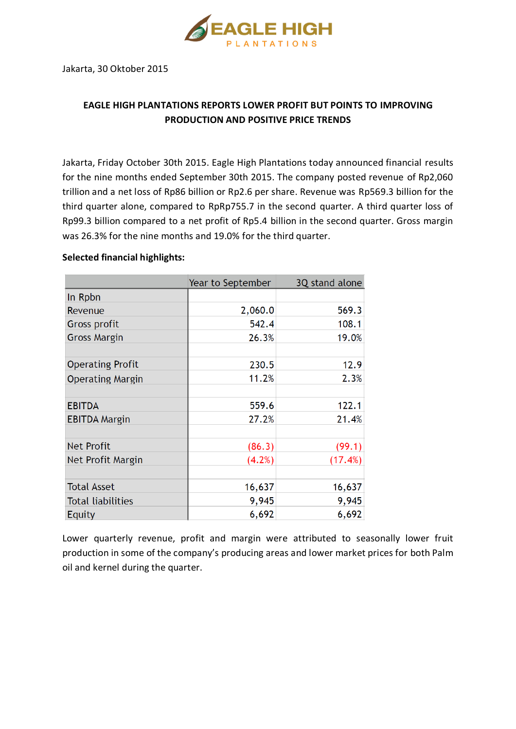Jakarta, 30 Oktober 2015

## EAGLE HIGH PLANTATIONS REPORTS LOWER PROFIT BUT POINTS TO IMPROVING PRODUCTION AND POSITIVE PRICE TRENDS

Jakarta, Friday October 30th 2015. Eagle High Plantations today announced financial results for the nine months ended September 30th 2015. The company posted revenue of Rp2,060 trillion and a net loss of Rp86 billion or Rp2.6 per share. Revenue was Rp569.3 billion for the third quarter alone, compared to RpRp755.7 in the second quarter. A third quarter loss of Rp99.3 billion compared to a net profit of Rp5.4 billion in the second quarter. Gross margin was 26.3% for the nine months and 19.0% for the third quarter.

**Selected financial highlights:**

| | Year to September | 3Q stand alone |
|---|---|---|
| In Rpbn | | |
| Revenue | 2,060.0 | 569.3 |
| Gross profit | 542.4 | 108.1 |
| Gross Margin | 26.3% | 19.0% |
| | | |
| Operating Profit | 230.5 | 12.9 |
| Operating Margin | 11.2% | 2.3% |
| | | |
| EBITDA | 559.6 | 122.1 |
| EBITDA Margin | 27.2% | 21.4% |
| | | |
| Net Profit | (86.3) | (99.1) |
| Net Profit Margin | (4.2%) | (17.4%) |
| | | |
| Total Asset | 16,637 | 16,637 |
| Total liabilities | 9,945 | 9,945 |
| Equity | 6,692 | 6,692 |

Lower quarterly revenue, profit and margin were attributed to seasonally lower fruit production in some of the company's producing areas and lower market prices for both Palm oil and kernel during the quarter.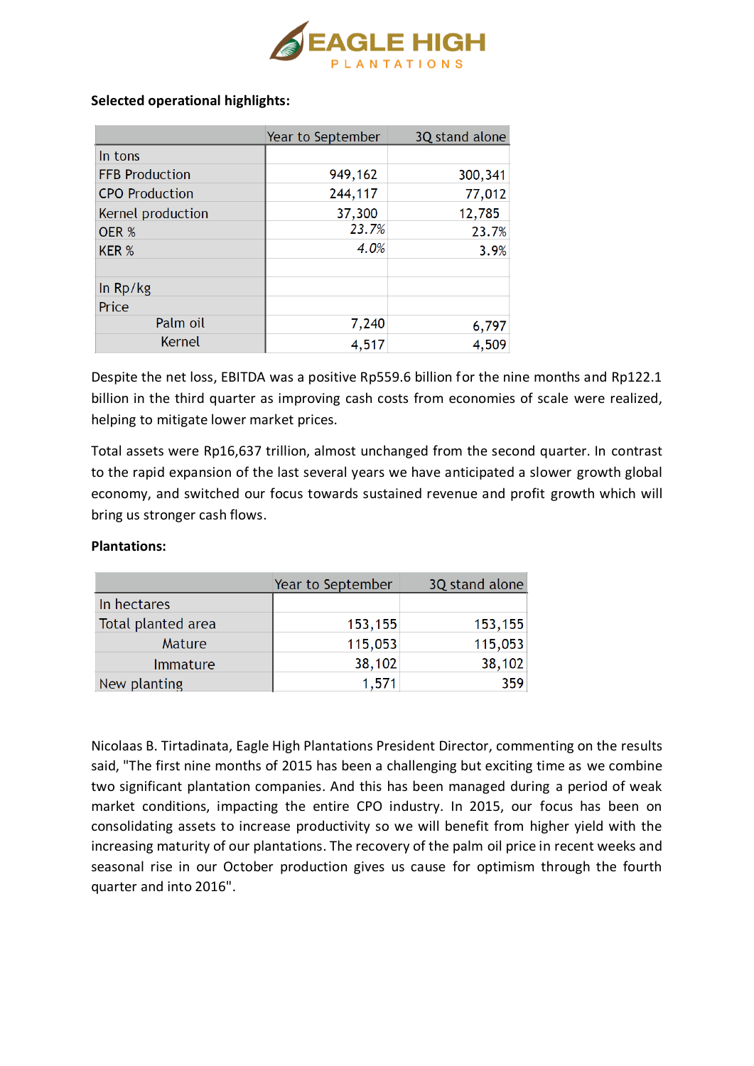**Selected operational highlights:**

| | Year to September | 3Q stand alone |
|---|---|---|
| In tons | | |
| FFB Production | 949,162 | 300,341 |
| CPO Production | 244,117 | 77,012 |
| Kernel production | 37,300 | 12,785 |
| OER % | *23.7%* | 23.7% |
| KER % | *4.0%* | 3.9% |
| | | |
| In Rp/kg | | |
| Price | | |
| Palm oil | 7,240 | 6,797 |
| Kernel | 4,517 | 4,509 |

Despite the net loss, EBITDA was a positive Rp559.6 billion for the nine months and Rp122.1 billion in the third quarter as improving cash costs from economies of scale were realized, helping to mitigate lower market prices.

Total assets were Rp16,637 trillion, almost unchanged from the second quarter. In contrast to the rapid expansion of the last several years we have anticipated a slower growth global economy, and switched our focus towards sustained revenue and profit growth which will bring us stronger cash flows.

**Plantations:**

| | Year to September | 3Q stand alone |
|---|---|---|
| In hectares | | |
| Total planted area | 153,155 | 153,155 |
| Mature | 115,053 | 115,053 |
| Immature | 38,102 | 38,102 |
| New planting | 1,571 | 359 |

Nicolaas B. Tirtadinata, Eagle High Plantations President Director, commenting on the results said, "The first nine months of 2015 has been a challenging but exciting time as we combine two significant plantation companies. And this has been managed during a period of weak market conditions, impacting the entire CPO industry. In 2015, our focus has been on consolidating assets to increase productivity so we will benefit from higher yield with the increasing maturity of our plantations. The recovery of the palm oil price in recent weeks and seasonal rise in our October production gives us cause for optimism through the fourth quarter and into 2016".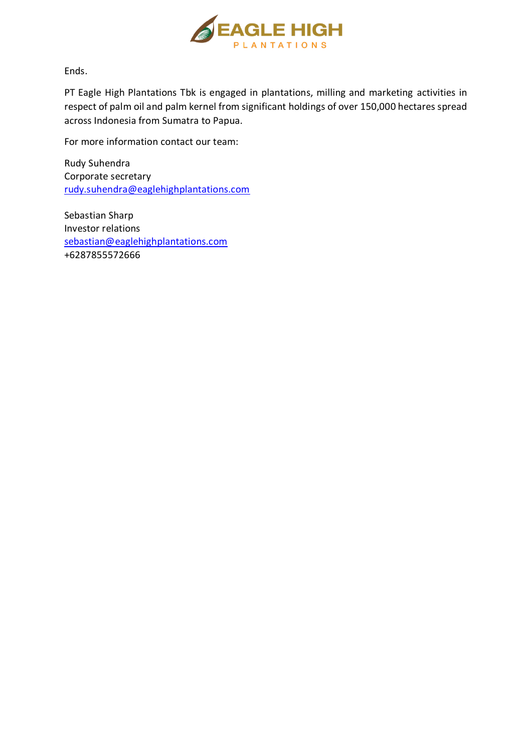Ends.

PT Eagle High Plantations Tbk is engaged in plantations, milling and marketing activities in respect of palm oil and palm kernel from significant holdings of over 150,000 hectares spread across Indonesia from Sumatra to Papua.

For more information contact our team:

Rudy Suhendra  
Corporate secretary  
rudy.suhendra@eaglehighplantations.com

Sebastian Sharp  
Investor relations  
sebastian@eaglehighplantations.com  
+6287855572666